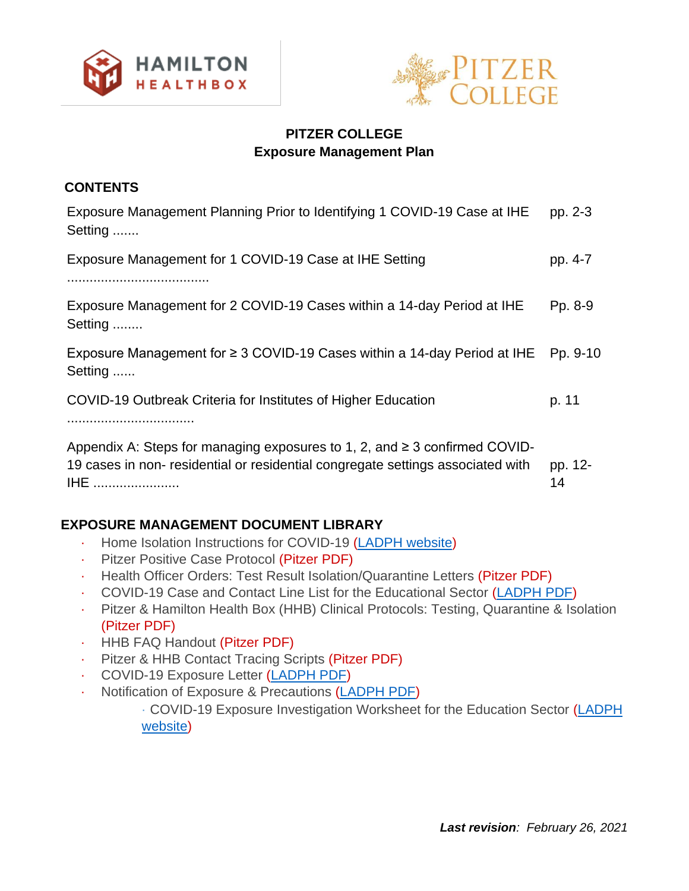HAMILTON HEALTHBOX

PITZER COLLEGE

# PITZER COLLEGE
## Exposure Management Plan

### CONTENTS

| | |
|---|---|
| Exposure Management Planning Prior to Identifying 1 COVID-19 Case at IHE Setting ....... | pp. 2-3 |
| Exposure Management for 1 COVID-19 Case at IHE Setting ..................................... | pp. 4-7 |
| Exposure Management for 2 COVID-19 Cases within a 14-day Period at IHE Setting ........ | Pp. 8-9 |
| Exposure Management for ≥ 3 COVID-19 Cases within a 14-day Period at IHE Setting ...... | Pp. 9-10 |
| COVID-19 Outbreak Criteria for Institutes of Higher Education ................................. | p. 11 |
| Appendix A: Steps for managing exposures to 1, 2, and ≥ 3 confirmed COVID-19 cases in non- residential or residential congregate settings associated with IHE ...................... | pp. 12-14 |

### EXPOSURE MANAGEMENT DOCUMENT LIBRARY

- Home Isolation Instructions for COVID-19 (LADPH website)
- Pitzer Positive Case Protocol (Pitzer PDF)
- Health Officer Orders: Test Result Isolation/Quarantine Letters (Pitzer PDF)
- COVID-19 Case and Contact Line List for the Educational Sector (LADPH PDF)
- Pitzer & Hamilton Health Box (HHB) Clinical Protocols: Testing, Quarantine & Isolation (Pitzer PDF)
- HHB FAQ Handout (Pitzer PDF)
- Pitzer & HHB Contact Tracing Scripts (Pitzer PDF)
- COVID-19 Exposure Letter (LADPH PDF)
- Notification of Exposure & Precautions (LADPH PDF)
  - COVID-19 Exposure Investigation Worksheet for the Education Sector (LADPH website)

***Last revision**: February 26, 2021*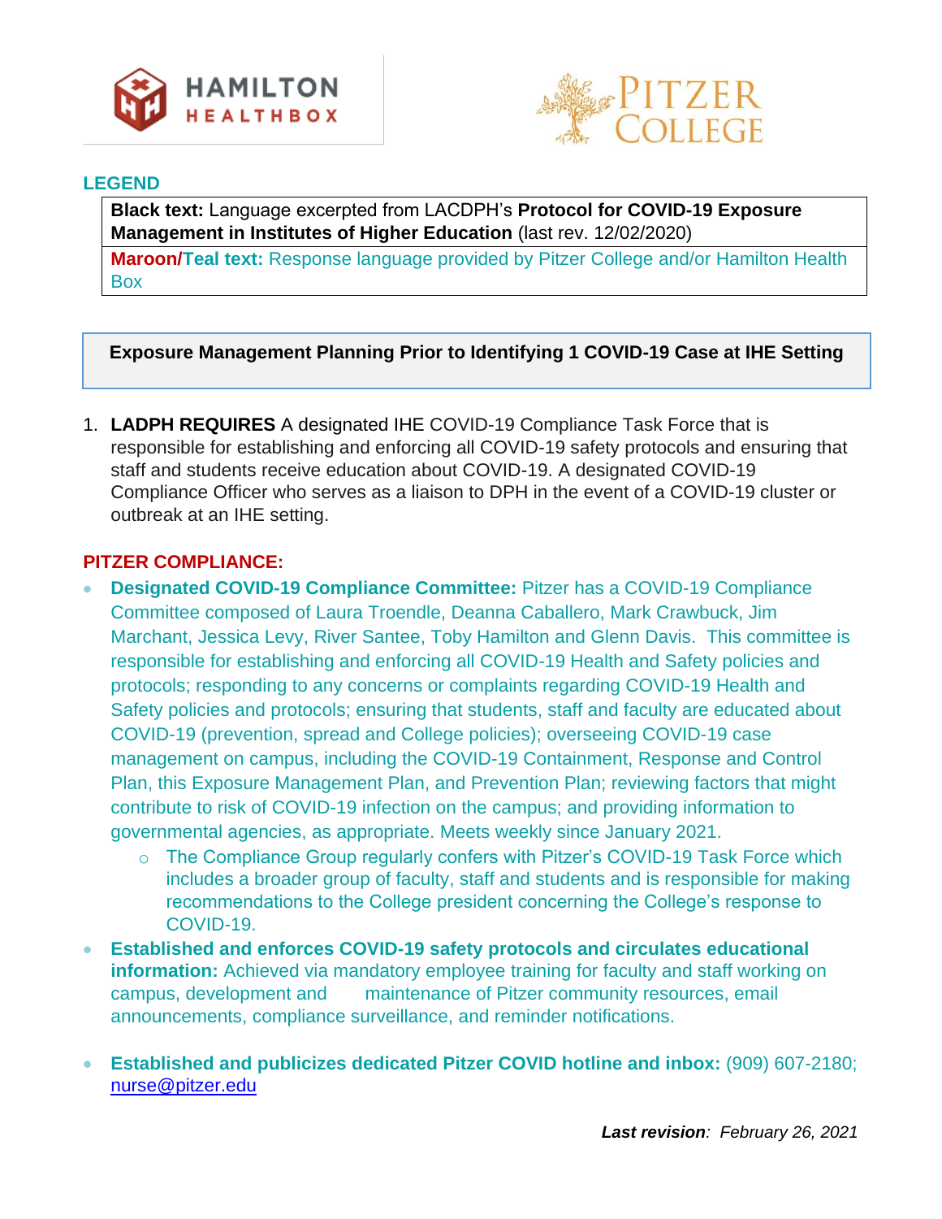## LEGEND

| **Black text:** Language excerpted from LACDPH's **Protocol for COVID-19 Exposure Management in Institutes of Higher Education** (last rev. 12/02/2020) |
|---|
| **Maroon/Teal text:** Response language provided by Pitzer College and/or Hamilton Health Box |

## Exposure Management Planning Prior to Identifying 1 COVID-19 Case at IHE Setting

1. **LADPH REQUIRES** A designated IHE COVID-19 Compliance Task Force that is responsible for establishing and enforcing all COVID-19 safety protocols and ensuring that staff and students receive education about COVID-19. A designated COVID-19 Compliance Officer who serves as a liaison to DPH in the event of a COVID-19 cluster or outbreak at an IHE setting.

### PITZER COMPLIANCE:

- **Designated COVID-19 Compliance Committee:** Pitzer has a COVID-19 Compliance Committee composed of Laura Troendle, Deanna Caballero, Mark Crawbuck, Jim Marchant, Jessica Levy, River Santee, Toby Hamilton and Glenn Davis. This committee is responsible for establishing and enforcing all COVID-19 Health and Safety policies and protocols; responding to any concerns or complaints regarding COVID-19 Health and Safety policies and protocols; ensuring that students, staff and faculty are educated about COVID-19 (prevention, spread and College policies); overseeing COVID-19 case management on campus, including the COVID-19 Containment, Response and Control Plan, this Exposure Management Plan, and Prevention Plan; reviewing factors that might contribute to risk of COVID-19 infection on the campus; and providing information to governmental agencies, as appropriate. Meets weekly since January 2021.
  - The Compliance Group regularly confers with Pitzer's COVID-19 Task Force which includes a broader group of faculty, staff and students and is responsible for making recommendations to the College president concerning the College's response to COVID-19.
- **Established and enforces COVID-19 safety protocols and circulates educational information:** Achieved via mandatory employee training for faculty and staff working on campus, development and maintenance of Pitzer community resources, email announcements, compliance surveillance, and reminder notifications.
- **Established and publicizes dedicated Pitzer COVID hotline and inbox:** (909) 607-2180; nurse@pitzer.edu

***Last revision**: February 26, 2021*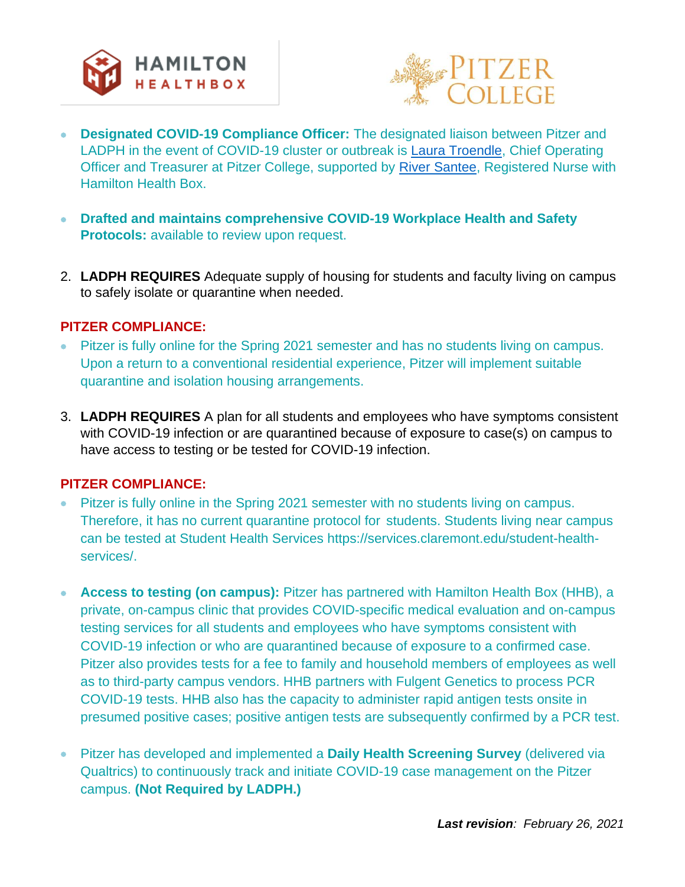- **Designated COVID-19 Compliance Officer:** The designated liaison between Pitzer and LADPH in the event of COVID-19 cluster or outbreak is Laura Troendle, Chief Operating Officer and Treasurer at Pitzer College, supported by River Santee, Registered Nurse with Hamilton Health Box.

- **Drafted and maintains comprehensive COVID-19 Workplace Health and Safety Protocols:** available to review upon request.

2. **LADPH REQUIRES** Adequate supply of housing for students and faculty living on campus to safely isolate or quarantine when needed.

**PITZER COMPLIANCE:**

- Pitzer is fully online for the Spring 2021 semester and has no students living on campus. Upon a return to a conventional residential experience, Pitzer will implement suitable quarantine and isolation housing arrangements.

3. **LADPH REQUIRES** A plan for all students and employees who have symptoms consistent with COVID-19 infection or are quarantined because of exposure to case(s) on campus to have access to testing or be tested for COVID-19 infection.

**PITZER COMPLIANCE:**

- Pitzer is fully online in the Spring 2021 semester with no students living on campus. Therefore, it has no current quarantine protocol for students. Students living near campus can be tested at Student Health Services https://services.claremont.edu/student-health-services/.

- **Access to testing (on campus):** Pitzer has partnered with Hamilton Health Box (HHB), a private, on-campus clinic that provides COVID-specific medical evaluation and on-campus testing services for all students and employees who have symptoms consistent with COVID-19 infection or who are quarantined because of exposure to a confirmed case. Pitzer also provides tests for a fee to family and household members of employees as well as to third-party campus vendors. HHB partners with Fulgent Genetics to process PCR COVID-19 tests. HHB also has the capacity to administer rapid antigen tests onsite in presumed positive cases; positive antigen tests are subsequently confirmed by a PCR test.

- Pitzer has developed and implemented a **Daily Health Screening Survey** (delivered via Qualtrics) to continuously track and initiate COVID-19 case management on the Pitzer campus. **(Not Required by LADPH.)**

***Last revision**: February 26, 2021*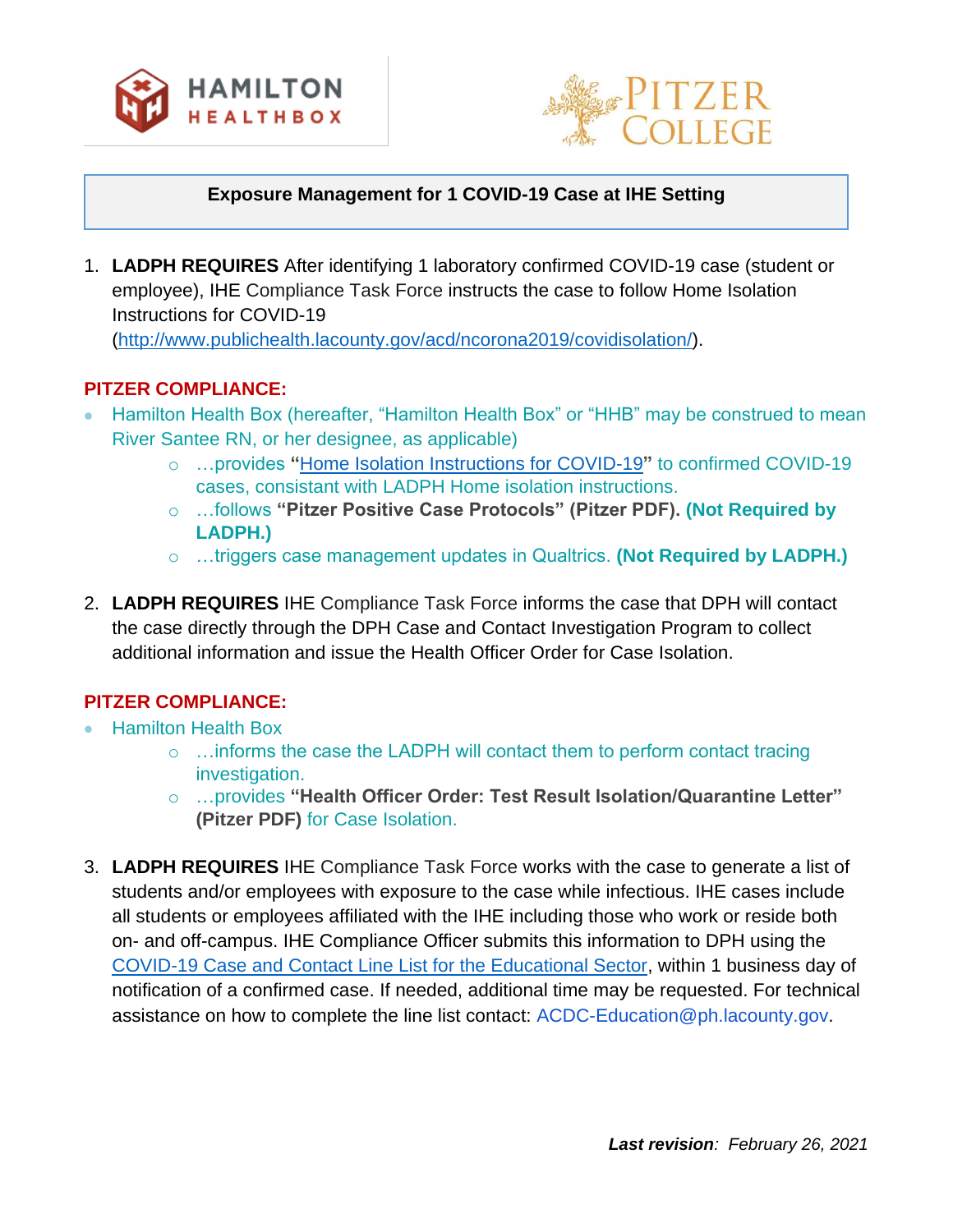**Exposure Management for 1 COVID-19 Case at IHE Setting**

1. **LADPH REQUIRES** After identifying 1 laboratory confirmed COVID-19 case (student or employee), IHE Compliance Task Force instructs the case to follow Home Isolation Instructions for COVID-19 (http://www.publichealth.lacounty.gov/acd/ncorona2019/covidisolation/).

**PITZER COMPLIANCE:**

- Hamilton Health Box (hereafter, "Hamilton Health Box" or "HHB" may be construed to mean River Santee RN, or her designee, as applicable)
    - …provides **"**Home Isolation Instructions for COVID-19**"** to confirmed COVID-19 cases, consistant with LADPH Home isolation instructions.
    - …follows **"Pitzer Positive Case Protocols" (Pitzer PDF). (Not Required by LADPH.)**
    - …triggers case management updates in Qualtrics. **(Not Required by LADPH.)**

2. **LADPH REQUIRES** IHE Compliance Task Force informs the case that DPH will contact the case directly through the DPH Case and Contact Investigation Program to collect additional information and issue the Health Officer Order for Case Isolation.

**PITZER COMPLIANCE:**

- Hamilton Health Box
    - …informs the case the LADPH will contact them to perform contact tracing investigation.
    - …provides **"Health Officer Order: Test Result Isolation/Quarantine Letter" (Pitzer PDF)** for Case Isolation.

3. **LADPH REQUIRES** IHE Compliance Task Force works with the case to generate a list of students and/or employees with exposure to the case while infectious. IHE cases include all students or employees affiliated with the IHE including those who work or reside both on- and off-campus. IHE Compliance Officer submits this information to DPH using the COVID-19 Case and Contact Line List for the Educational Sector, within 1 business day of notification of a confirmed case. If needed, additional time may be requested. For technical assistance on how to complete the line list contact: ACDC-Education@ph.lacounty.gov.

***Last revision**: February 26, 2021*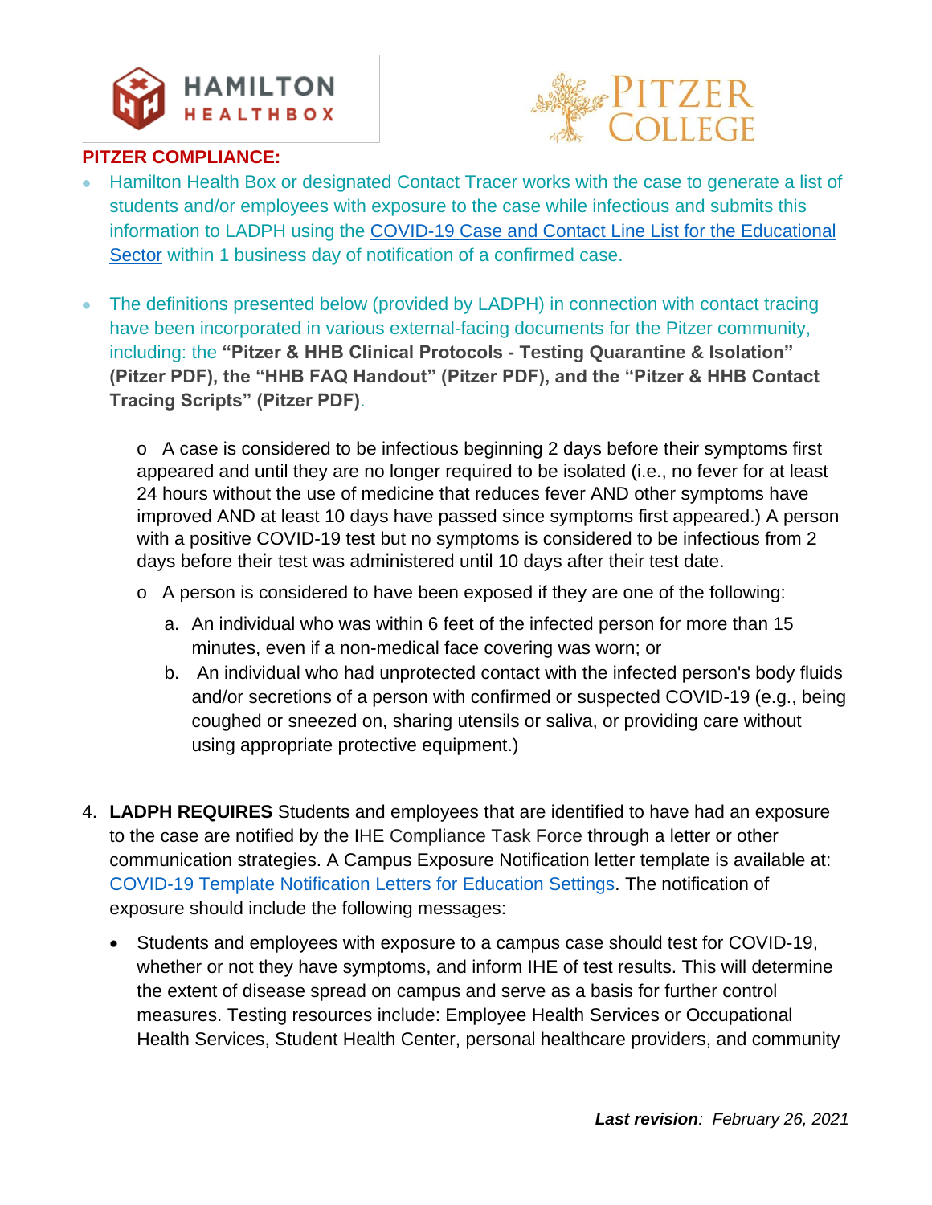**PITZER COMPLIANCE:**

- Hamilton Health Box or designated Contact Tracer works with the case to generate a list of students and/or employees with exposure to the case while infectious and submits this information to LADPH using the COVID-19 Case and Contact Line List for the Educational Sector within 1 business day of notification of a confirmed case.

- The definitions presented below (provided by LADPH) in connection with contact tracing have been incorporated in various external-facing documents for the Pitzer community, including: the **"Pitzer & HHB Clinical Protocols - Testing Quarantine & Isolation" (Pitzer PDF), the "HHB FAQ Handout" (Pitzer PDF), and the "Pitzer & HHB Contact Tracing Scripts" (Pitzer PDF)**.

  - A case is considered to be infectious beginning 2 days before their symptoms first appeared and until they are no longer required to be isolated (i.e., no fever for at least 24 hours without the use of medicine that reduces fever AND other symptoms have improved AND at least 10 days have passed since symptoms first appeared.) A person with a positive COVID-19 test but no symptoms is considered to be infectious from 2 days before their test was administered until 10 days after their test date.
  - A person is considered to have been exposed if they are one of the following:
    a. An individual who was within 6 feet of the infected person for more than 15 minutes, even if a non-medical face covering was worn; or
    b. An individual who had unprotected contact with the infected person's body fluids and/or secretions of a person with confirmed or suspected COVID-19 (e.g., being coughed or sneezed on, sharing utensils or saliva, or providing care without using appropriate protective equipment.)

4. **LADPH REQUIRES** Students and employees that are identified to have had an exposure to the case are notified by the IHE Compliance Task Force through a letter or other communication strategies. A Campus Exposure Notification letter template is available at: COVID-19 Template Notification Letters for Education Settings. The notification of exposure should include the following messages:

   - Students and employees with exposure to a campus case should test for COVID-19, whether or not they have symptoms, and inform IHE of test results. This will determine the extent of disease spread on campus and serve as a basis for further control measures. Testing resources include: Employee Health Services or Occupational Health Services, Student Health Center, personal healthcare providers, and community

***Last revision**: February 26, 2021*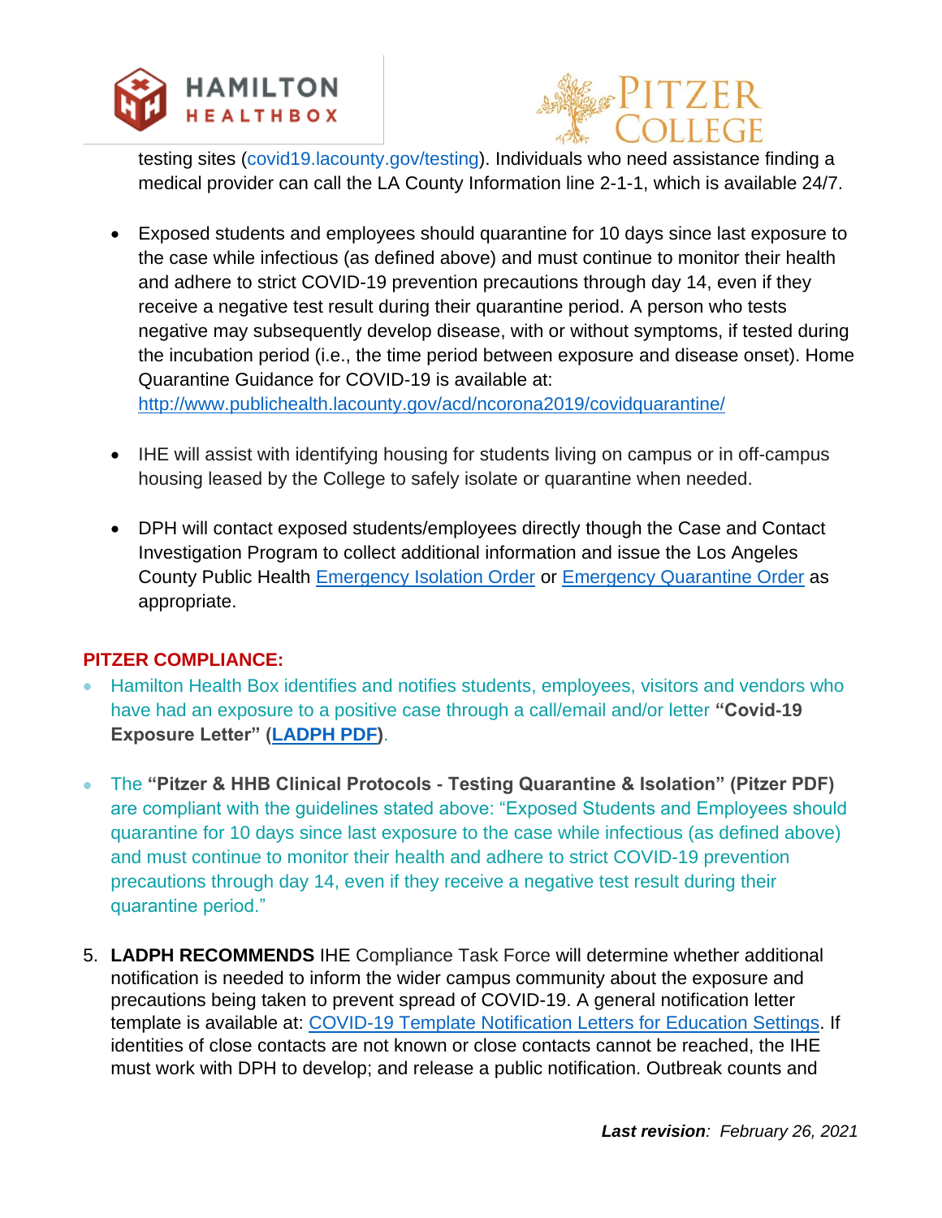testing sites (covid19.lacounty.gov/testing). Individuals who need assistance finding a medical provider can call the LA County Information line 2-1-1, which is available 24/7.

- Exposed students and employees should quarantine for 10 days since last exposure to the case while infectious (as defined above) and must continue to monitor their health and adhere to strict COVID-19 prevention precautions through day 14, even if they receive a negative test result during their quarantine period. A person who tests negative may subsequently develop disease, with or without symptoms, if tested during the incubation period (i.e., the time period between exposure and disease onset). Home Quarantine Guidance for COVID-19 is available at: http://www.publichealth.lacounty.gov/acd/ncorona2019/covidquarantine/

- IHE will assist with identifying housing for students living on campus or in off-campus housing leased by the College to safely isolate or quarantine when needed.

- DPH will contact exposed students/employees directly though the Case and Contact Investigation Program to collect additional information and issue the Los Angeles County Public Health Emergency Isolation Order or Emergency Quarantine Order as appropriate.

**PITZER COMPLIANCE:**

- Hamilton Health Box identifies and notifies students, employees, visitors and vendors who have had an exposure to a positive case through a call/email and/or letter **"Covid-19 Exposure Letter" (LADPH PDF)**.

- The **"Pitzer & HHB Clinical Protocols - Testing Quarantine & Isolation" (Pitzer PDF)** are compliant with the guidelines stated above: "Exposed Students and Employees should quarantine for 10 days since last exposure to the case while infectious (as defined above) and must continue to monitor their health and adhere to strict COVID-19 prevention precautions through day 14, even if they receive a negative test result during their quarantine period."

5. **LADPH RECOMMENDS** IHE Compliance Task Force will determine whether additional notification is needed to inform the wider campus community about the exposure and precautions being taken to prevent spread of COVID-19. A general notification letter template is available at: COVID-19 Template Notification Letters for Education Settings. If identities of close contacts are not known or close contacts cannot be reached, the IHE must work with DPH to develop; and release a public notification. Outbreak counts and

***Last revision**: February 26, 2021*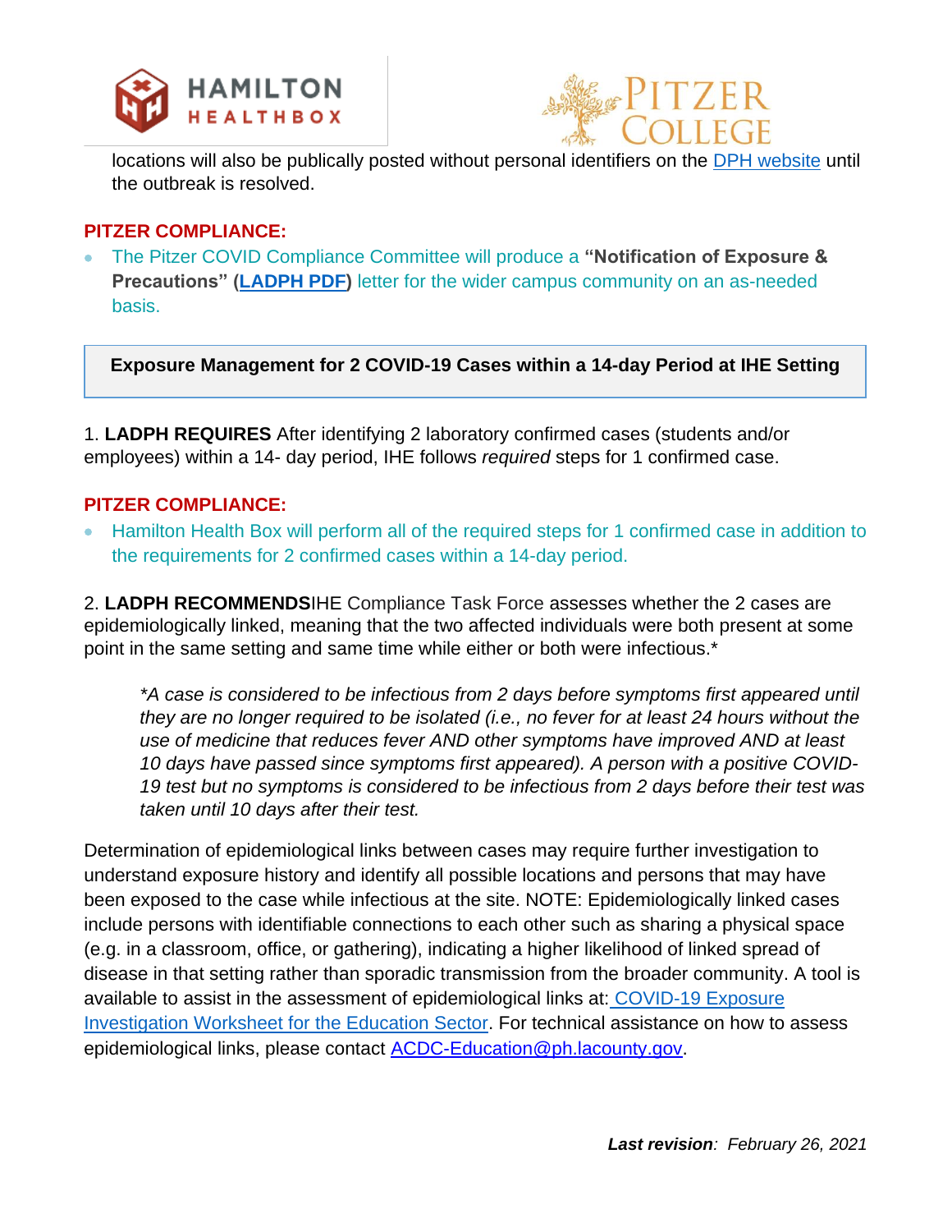locations will also be publically posted without personal identifiers on the [DPH website](#) until the outbreak is resolved.

**PITZER COMPLIANCE:**

- The Pitzer COVID Compliance Committee will produce a **"Notification of Exposure & Precautions" ([LADPH PDF](#))** letter for the wider campus community on an as-needed basis.

## Exposure Management for 2 COVID-19 Cases within a 14-day Period at IHE Setting

1. **LADPH REQUIRES** After identifying 2 laboratory confirmed cases (students and/or employees) within a 14- day period, IHE follows *required* steps for 1 confirmed case.

**PITZER COMPLIANCE:**

- Hamilton Health Box will perform all of the required steps for 1 confirmed case in addition to the requirements for 2 confirmed cases within a 14-day period.

2. **LADPH RECOMMENDS**IHE Compliance Task Force assesses whether the 2 cases are epidemiologically linked, meaning that the two affected individuals were both present at some point in the same setting and same time while either or both were infectious.*

> **A case is considered to be infectious from 2 days before symptoms first appeared until they are no longer required to be isolated (i.e., no fever for at least 24 hours without the use of medicine that reduces fever AND other symptoms have improved AND at least 10 days have passed since symptoms first appeared). A person with a positive COVID-19 test but no symptoms is considered to be infectious from 2 days before their test was taken until 10 days after their test.*

Determination of epidemiological links between cases may require further investigation to understand exposure history and identify all possible locations and persons that may have been exposed to the case while infectious at the site. NOTE: Epidemiologically linked cases include persons with identifiable connections to each other such as sharing a physical space (e.g. in a classroom, office, or gathering), indicating a higher likelihood of linked spread of disease in that setting rather than sporadic transmission from the broader community. A tool is available to assist in the assessment of epidemiological links at: [COVID-19 Exposure Investigation Worksheet for the Education Sector](#). For technical assistance on how to assess epidemiological links, please contact [ACDC-Education@ph.lacounty.gov](mailto:ACDC-Education@ph.lacounty.gov).

***Last revision**: February 26, 2021*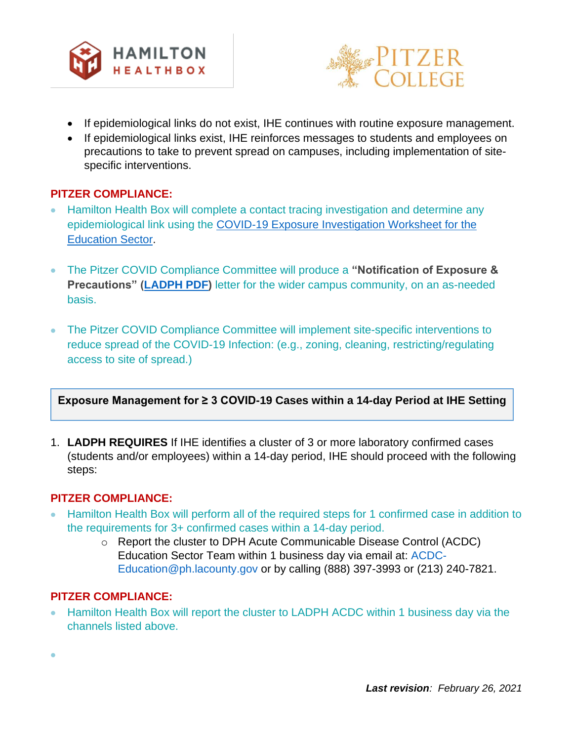- If epidemiological links do not exist, IHE continues with routine exposure management.
- If epidemiological links exist, IHE reinforces messages to students and employees on precautions to take to prevent spread on campuses, including implementation of site-specific interventions.

**PITZER COMPLIANCE:**

- Hamilton Health Box will complete a contact tracing investigation and determine any epidemiological link using the [COVID-19 Exposure Investigation Worksheet for the Education Sector](#).

- The Pitzer COVID Compliance Committee will produce a **"Notification of Exposure & Precautions" ([LADPH PDF](#))** letter for the wider campus community, on an as-needed basis.

- The Pitzer COVID Compliance Committee will implement site-specific interventions to reduce spread of the COVID-19 Infection: (e.g., zoning, cleaning, restricting/regulating access to site of spread.)

### Exposure Management for ≥ 3 COVID-19 Cases within a 14-day Period at IHE Setting

1. **LADPH REQUIRES** If IHE identifies a cluster of 3 or more laboratory confirmed cases (students and/or employees) within a 14-day period, IHE should proceed with the following steps:

**PITZER COMPLIANCE:**

- Hamilton Health Box will perform all of the required steps for 1 confirmed case in addition to the requirements for 3+ confirmed cases within a 14-day period.
    - Report the cluster to DPH Acute Communicable Disease Control (ACDC) Education Sector Team within 1 business day via email at: ACDC-Education@ph.lacounty.gov or by calling (888) 397-3993 or (213) 240-7821.

**PITZER COMPLIANCE:**

- Hamilton Health Box will report the cluster to LADPH ACDC within 1 business day via the channels listed above.

*__Last revision__: February 26, 2021*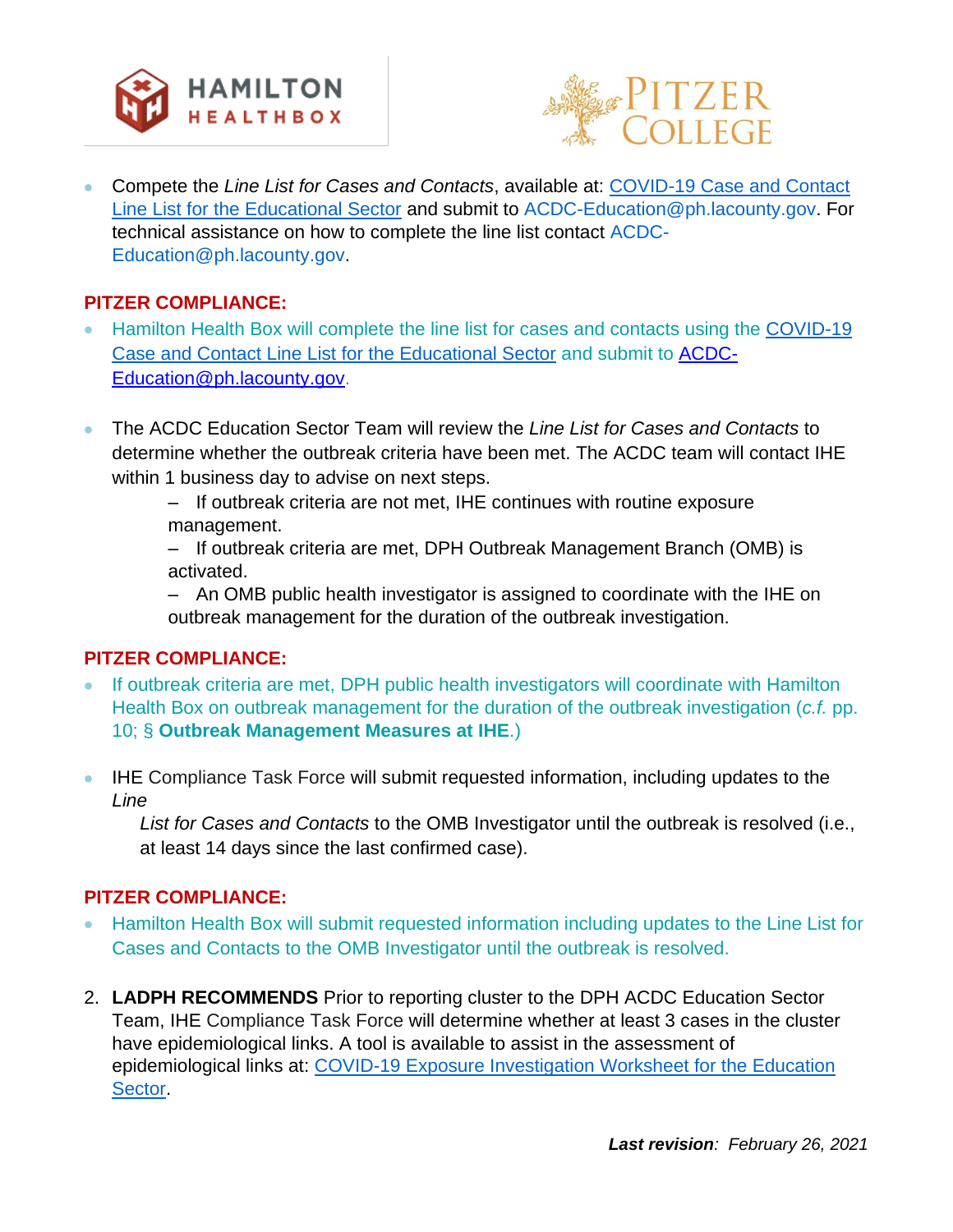- Compete the *Line List for Cases and Contacts*, available at: [COVID-19 Case and Contact Line List for the Educational Sector](#) and submit to ACDC-Education@ph.lacounty.gov. For technical assistance on how to complete the line list contact ACDC-Education@ph.lacounty.gov.

**PITZER COMPLIANCE:**

- Hamilton Health Box will complete the line list for cases and contacts using the [COVID-19 Case and Contact Line List for the Educational Sector](#) and submit to [ACDC-Education@ph.lacounty.gov](mailto:ACDC-Education@ph.lacounty.gov).

- The ACDC Education Sector Team will review the *Line List for Cases and Contacts* to determine whether the outbreak criteria have been met. The ACDC team will contact IHE within 1 business day to advise on next steps.
  - If outbreak criteria are not met, IHE continues with routine exposure management.
  - If outbreak criteria are met, DPH Outbreak Management Branch (OMB) is activated.
  - An OMB public health investigator is assigned to coordinate with the IHE on outbreak management for the duration of the outbreak investigation.

**PITZER COMPLIANCE:**

- If outbreak criteria are met, DPH public health investigators will coordinate with Hamilton Health Box on outbreak management for the duration of the outbreak investigation (*c.f.* pp. 10; § **Outbreak Management Measures at IHE**.)

- IHE Compliance Task Force will submit requested information, including updates to the *Line List for Cases and Contacts* to the OMB Investigator until the outbreak is resolved (i.e., at least 14 days since the last confirmed case).

**PITZER COMPLIANCE:**

- Hamilton Health Box will submit requested information including updates to the Line List for Cases and Contacts to the OMB Investigator until the outbreak is resolved.

2. **LADPH RECOMMENDS** Prior to reporting cluster to the DPH ACDC Education Sector Team, IHE Compliance Task Force will determine whether at least 3 cases in the cluster have epidemiological links. A tool is available to assist in the assessment of epidemiological links at: [COVID-19 Exposure Investigation Worksheet for the Education Sector](#).

***Last revision**: February 26, 2021*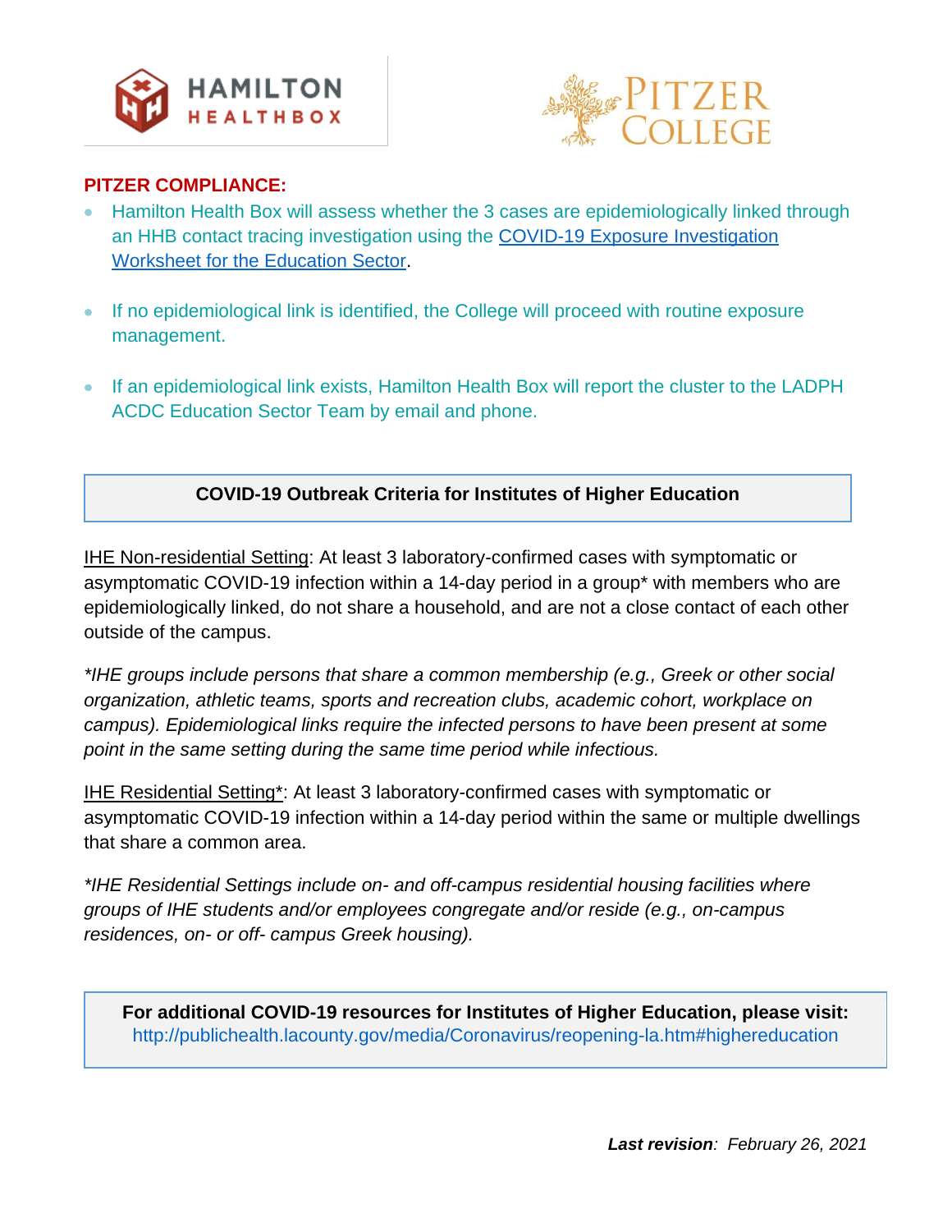**PITZER COMPLIANCE:**

- Hamilton Health Box will assess whether the 3 cases are epidemiologically linked through an HHB contact tracing investigation using the COVID-19 Exposure Investigation Worksheet for the Education Sector.
- If no epidemiological link is identified, the College will proceed with routine exposure management.
- If an epidemiological link exists, Hamilton Health Box will report the cluster to the LADPH ACDC Education Sector Team by email and phone.

**COVID-19 Outbreak Criteria for Institutes of Higher Education**

IHE Non-residential Setting: At least 3 laboratory-confirmed cases with symptomatic or asymptomatic COVID-19 infection within a 14-day period in a group* with members who are epidemiologically linked, do not share a household, and are not a close contact of each other outside of the campus.

*\*IHE groups include persons that share a common membership (e.g., Greek or other social organization, athletic teams, sports and recreation clubs, academic cohort, workplace on campus). Epidemiological links require the infected persons to have been present at some point in the same setting during the same time period while infectious.*

IHE Residential Setting*: At least 3 laboratory-confirmed cases with symptomatic or asymptomatic COVID-19 infection within a 14-day period within the same or multiple dwellings that share a common area.

*\*IHE Residential Settings include on- and off-campus residential housing facilities where groups of IHE students and/or employees congregate and/or reside (e.g., on-campus residences, on- or off- campus Greek housing).*

**For additional COVID-19 resources for Institutes of Higher Education, please visit:**
http://publichealth.lacounty.gov/media/Coronavirus/reopening-la.htm#highereducation

***Last revision**: February 26, 2021*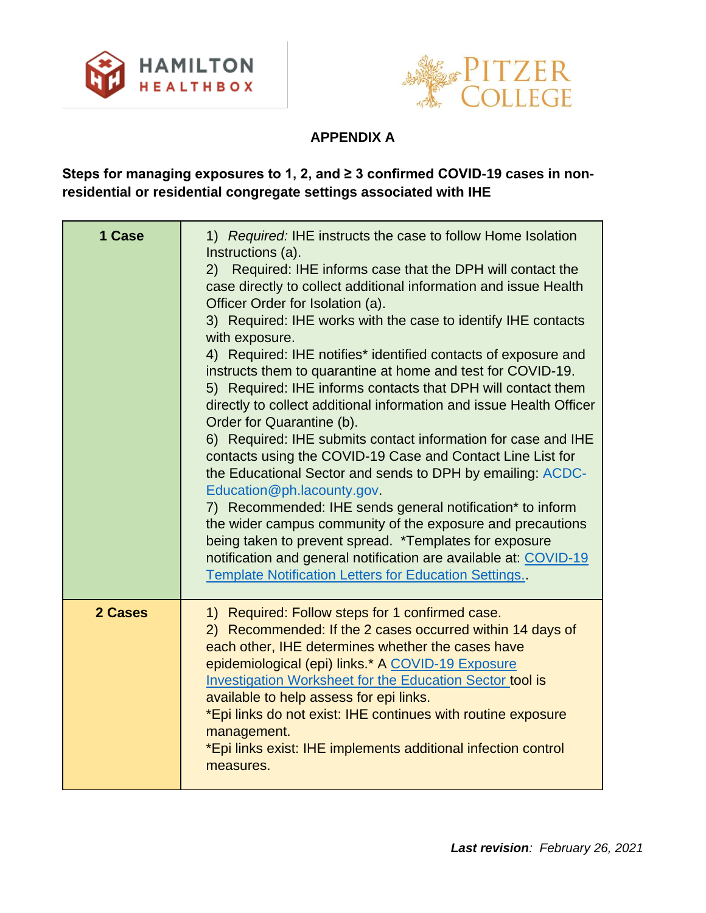## APPENDIX A

**Steps for managing exposures to 1, 2, and ≥ 3 confirmed COVID-19 cases in non-residential or residential congregate settings associated with IHE**

| | |
|---|---|
| **1 Case** | 1) *Required:* IHE instructs the case to follow Home Isolation Instructions (a).<br>2) Required: IHE informs case that the DPH will contact the case directly to collect additional information and issue Health Officer Order for Isolation (a).<br>3) Required: IHE works with the case to identify IHE contacts with exposure.<br>4) Required: IHE notifies* identified contacts of exposure and instructs them to quarantine at home and test for COVID-19.<br>5) Required: IHE informs contacts that DPH will contact them directly to collect additional information and issue Health Officer Order for Quarantine (b).<br>6) Required: IHE submits contact information for case and IHE contacts using the COVID-19 Case and Contact Line List for the Educational Sector and sends to DPH by emailing: ACDC-Education@ph.lacounty.gov.<br>7) Recommended: IHE sends general notification* to inform the wider campus community of the exposure and precautions being taken to prevent spread. *Templates for exposure notification and general notification are available at: COVID-19 Template Notification Letters for Education Settings.. |
| **2 Cases** | 1) Required: Follow steps for 1 confirmed case.<br>2) Recommended: If the 2 cases occurred within 14 days of each other, IHE determines whether the cases have epidemiological (epi) links.* A COVID-19 Exposure Investigation Worksheet for the Education Sector tool is available to help assess for epi links.<br>*Epi links do not exist: IHE continues with routine exposure management.<br>*Epi links exist: IHE implements additional infection control measures. |

***Last revision**: February 26, 2021*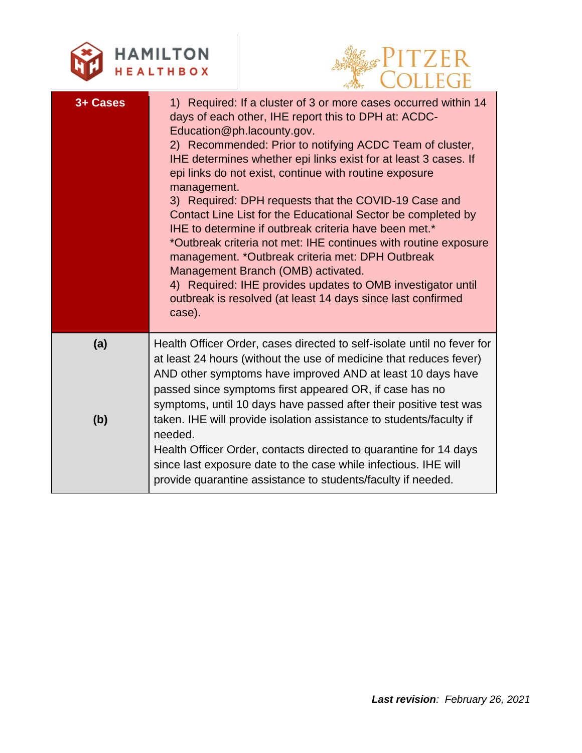| | |
|---|---|
| **3+ Cases** | 1) Required: If a cluster of 3 or more cases occurred within 14 days of each other, IHE report this to DPH at: ACDC-Education@ph.lacounty.gov.<br>2) Recommended: Prior to notifying ACDC Team of cluster, IHE determines whether epi links exist for at least 3 cases. If epi links do not exist, continue with routine exposure management.<br>3) Required: DPH requests that the COVID-19 Case and Contact Line List for the Educational Sector be completed by IHE to determine if outbreak criteria have been met.*<br>*Outbreak criteria not met: IHE continues with routine exposure management. *Outbreak criteria met: DPH Outbreak Management Branch (OMB) activated.<br>4) Required: IHE provides updates to OMB investigator until outbreak is resolved (at least 14 days since last confirmed case). |
| **(a)** | Health Officer Order, cases directed to self-isolate until no fever for at least 24 hours (without the use of medicine that reduces fever) AND other symptoms have improved AND at least 10 days have passed since symptoms first appeared OR, if case has no symptoms, until 10 days have passed after their positive test was taken. IHE will provide isolation assistance to students/faculty if needed. |
| **(b)** | Health Officer Order, contacts directed to quarantine for 14 days since last exposure date to the case while infectious. IHE will provide quarantine assistance to students/faculty if needed. |

***Last revision***: *February 26, 2021*